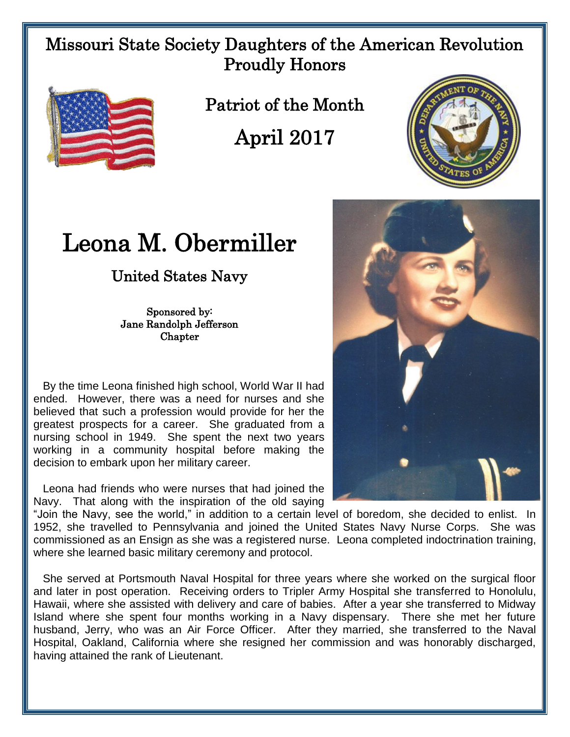Missouri State Society Daughters of the American Revolution
Proudly Honors

Patriot of the Month

April 2017

# Leona M. Obermiller

## United States Navy

Sponsored by:
Jane Randolph Jefferson
Chapter

By the time Leona finished high school, World War II had ended. However, there was a need for nurses and she believed that such a profession would provide for her the greatest prospects for a career. She graduated from a nursing school in 1949. She spent the next two years working in a community hospital before making the decision to embark upon her military career.

Leona had friends who were nurses that had joined the Navy. That along with the inspiration of the old saying "Join the Navy, see the world," in addition to a certain level of boredom, she decided to enlist. In 1952, she travelled to Pennsylvania and joined the United States Navy Nurse Corps. She was commissioned as an Ensign as she was a registered nurse. Leona completed indoctrination training, where she learned basic military ceremony and protocol.

She served at Portsmouth Naval Hospital for three years where she worked on the surgical floor and later in post operation. Receiving orders to Tripler Army Hospital she transferred to Honolulu, Hawaii, where she assisted with delivery and care of babies. After a year she transferred to Midway Island where she spent four months working in a Navy dispensary. There she met her future husband, Jerry, who was an Air Force Officer. After they married, she transferred to the Naval Hospital, Oakland, California where she resigned her commission and was honorably discharged, having attained the rank of Lieutenant.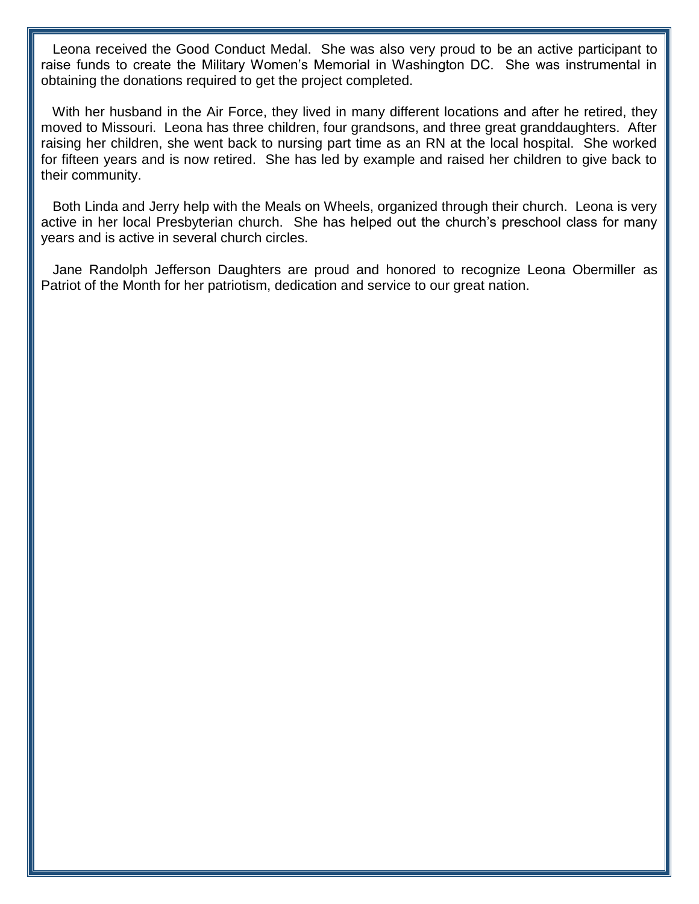Leona received the Good Conduct Medal. She was also very proud to be an active participant to raise funds to create the Military Women's Memorial in Washington DC. She was instrumental in obtaining the donations required to get the project completed.

With her husband in the Air Force, they lived in many different locations and after he retired, they moved to Missouri. Leona has three children, four grandsons, and three great granddaughters. After raising her children, she went back to nursing part time as an RN at the local hospital. She worked for fifteen years and is now retired. She has led by example and raised her children to give back to their community.

Both Linda and Jerry help with the Meals on Wheels, organized through their church. Leona is very active in her local Presbyterian church. She has helped out the church's preschool class for many years and is active in several church circles.

Jane Randolph Jefferson Daughters are proud and honored to recognize Leona Obermiller as Patriot of the Month for her patriotism, dedication and service to our great nation.